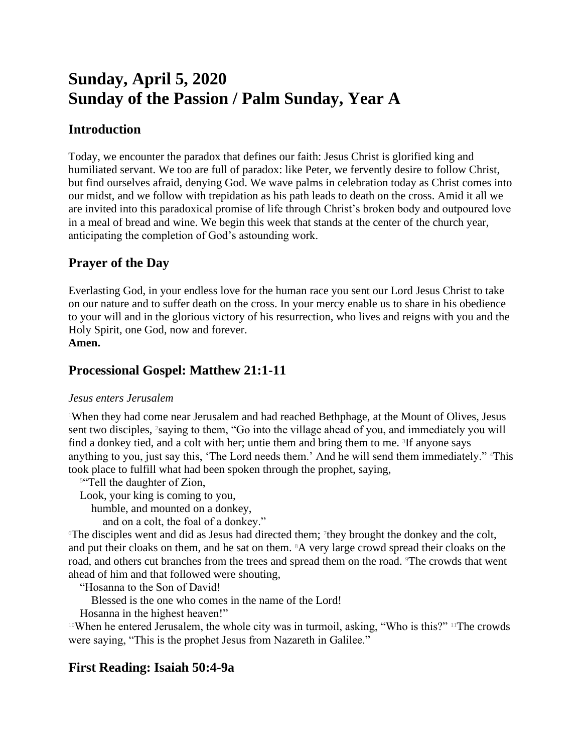# Sunday, April 5, 2020
# Sunday of the Passion / Palm Sunday, Year A

## Introduction

Today, we encounter the paradox that defines our faith: Jesus Christ is glorified king and humiliated servant. We too are full of paradox: like Peter, we fervently desire to follow Christ, but find ourselves afraid, denying God. We wave palms in celebration today as Christ comes into our midst, and we follow with trepidation as his path leads to death on the cross. Amid it all we are invited into this paradoxical promise of life through Christ's broken body and outpoured love in a meal of bread and wine. We begin this week that stands at the center of the church year, anticipating the completion of God's astounding work.

## Prayer of the Day

Everlasting God, in your endless love for the human race you sent our Lord Jesus Christ to take on our nature and to suffer death on the cross. In your mercy enable us to share in his obedience to your will and in the glorious victory of his resurrection, who lives and reigns with you and the Holy Spirit, one God, now and forever.
**Amen.**

## Processional Gospel: Matthew 21:1-11

*Jesus enters Jerusalem*

[1]When they had come near Jerusalem and had reached Bethphage, at the Mount of Olives, Jesus sent two disciples, [2]saying to them, "Go into the village ahead of you, and immediately you will find a donkey tied, and a colt with her; untie them and bring them to me. [3]If anyone says anything to you, just say this, 'The Lord needs them.' And he will send them immediately." [4]This took place to fulfill what had been spoken through the prophet, saying,

[5]"Tell the daughter of Zion,
Look, your king is coming to you,
humble, and mounted on a donkey,
and on a colt, the foal of a donkey."

[6]The disciples went and did as Jesus had directed them; [7]they brought the donkey and the colt, and put their cloaks on them, and he sat on them. [8]A very large crowd spread their cloaks on the road, and others cut branches from the trees and spread them on the road. [9]The crowds that went ahead of him and that followed were shouting,

"Hosanna to the Son of David!
Blessed is the one who comes in the name of the Lord!
Hosanna in the highest heaven!"

[10]When he entered Jerusalem, the whole city was in turmoil, asking, "Who is this?" [11]The crowds were saying, "This is the prophet Jesus from Nazareth in Galilee."

## First Reading: Isaiah 50:4-9a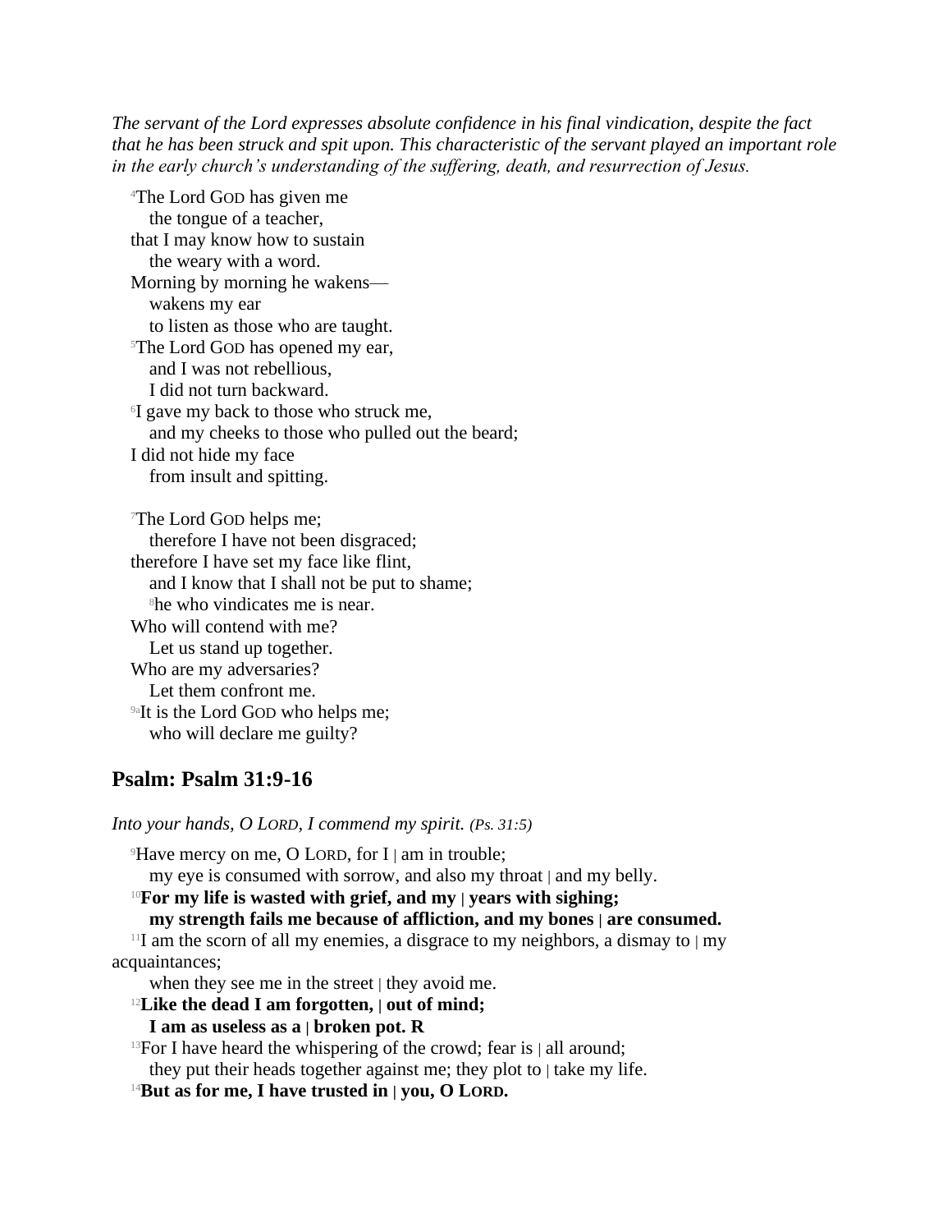*The servant of the Lord expresses absolute confidence in his final vindication, despite the fact that he has been struck and spit upon. This characteristic of the servant played an important role in the early church's understanding of the suffering, death, and resurrection of Jesus.*

[4]The Lord GOD has given me
the tongue of a teacher,
that I may know how to sustain
the weary with a word.
Morning by morning he wakens—
wakens my ear
to listen as those who are taught.
[5]The Lord GOD has opened my ear,
and I was not rebellious,
I did not turn backward.
[6]I gave my back to those who struck me,
and my cheeks to those who pulled out the beard;
I did not hide my face
from insult and spitting.

[7]The Lord GOD helps me;
therefore I have not been disgraced;
therefore I have set my face like flint,
and I know that I shall not be put to shame;
[8]he who vindicates me is near.
Who will contend with me?
Let us stand up together.
Who are my adversaries?
Let them confront me.
[9a]It is the Lord GOD who helps me;
who will declare me guilty?

## Psalm: Psalm 31:9-16

*Into your hands, O LORD, I commend my spirit. (Ps. 31:5)*

[9]Have mercy on me, O LORD, for I | am in trouble;
my eye is consumed with sorrow, and also my throat | and my belly.
[10]**For my life is wasted with grief, and my | years with sighing;**
**my strength fails me because of affliction, and my bones | are consumed.**
[11]I am the scorn of all my enemies, a disgrace to my neighbors, a dismay to | my acquaintances;
when they see me in the street | they avoid me.
[12]**Like the dead I am forgotten, | out of mind;**
**I am as useless as a | broken pot. R**
[13]For I have heard the whispering of the crowd; fear is | all around;
they put their heads together against me; they plot to | take my life.
[14]**But as for me, I have trusted in | you, O LORD.**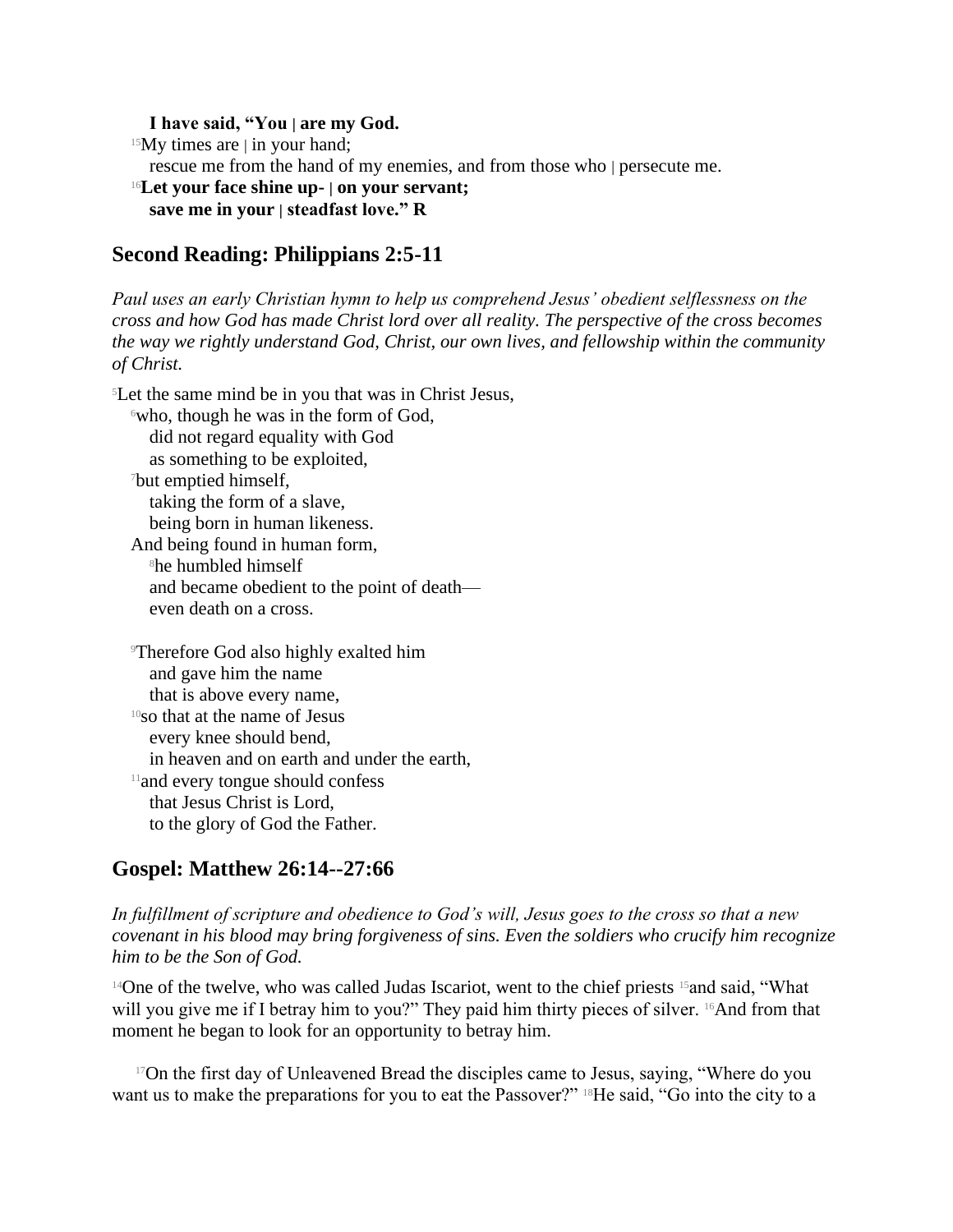**I have said, "You | are my God.**

[15]My times are | in your hand;
rescue me from the hand of my enemies, and from those who | persecute me.

[16]**Let your face shine up- | on your servant;**
**save me in your | steadfast love." R**

## Second Reading: Philippians 2:5-11

*Paul uses an early Christian hymn to help us comprehend Jesus' obedient selflessness on the cross and how God has made Christ lord over all reality. The perspective of the cross becomes the way we rightly understand God, Christ, our own lives, and fellowship within the community of Christ.*

[5]Let the same mind be in you that was in Christ Jesus,
[6]who, though he was in the form of God,
did not regard equality with God
as something to be exploited,
[7]but emptied himself,
taking the form of a slave,
being born in human likeness.
And being found in human form,
[8]he humbled himself
and became obedient to the point of death—
even death on a cross.

[9]Therefore God also highly exalted him
and gave him the name
that is above every name,
[10]so that at the name of Jesus
every knee should bend,
in heaven and on earth and under the earth,
[11]and every tongue should confess
that Jesus Christ is Lord,
to the glory of God the Father.

## Gospel: Matthew 26:14--27:66

*In fulfillment of scripture and obedience to God's will, Jesus goes to the cross so that a new covenant in his blood may bring forgiveness of sins. Even the soldiers who crucify him recognize him to be the Son of God.*

[14]One of the twelve, who was called Judas Iscariot, went to the chief priests [15]and said, "What will you give me if I betray him to you?" They paid him thirty pieces of silver. [16]And from that moment he began to look for an opportunity to betray him.

[17]On the first day of Unleavened Bread the disciples came to Jesus, saying, "Where do you want us to make the preparations for you to eat the Passover?" [18]He said, "Go into the city to a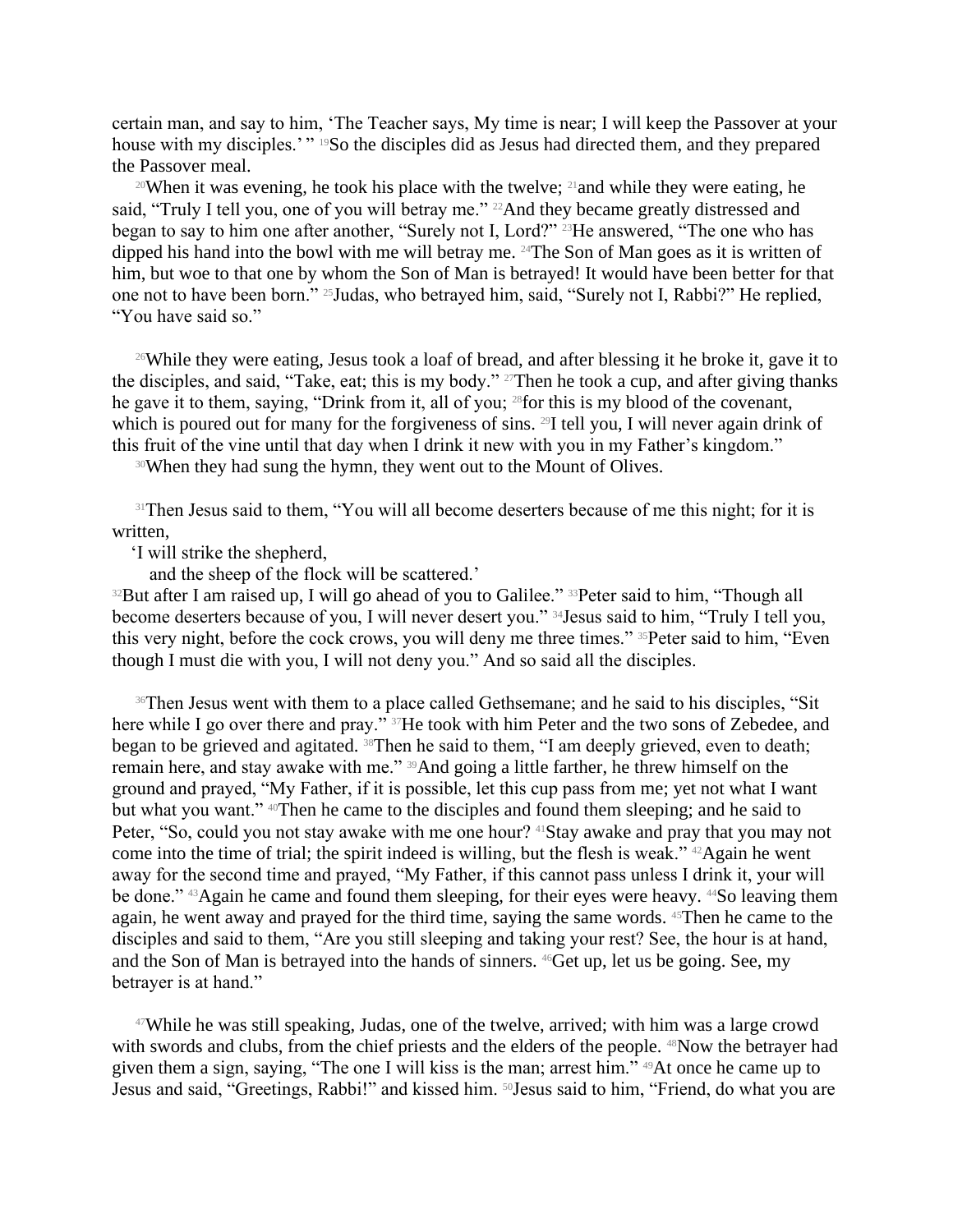certain man, and say to him, 'The Teacher says, My time is near; I will keep the Passover at your house with my disciples.' " [19]So the disciples did as Jesus had directed them, and they prepared the Passover meal.

[20]When it was evening, he took his place with the twelve; [21]and while they were eating, he said, "Truly I tell you, one of you will betray me." [22]And they became greatly distressed and began to say to him one after another, "Surely not I, Lord?" [23]He answered, "The one who has dipped his hand into the bowl with me will betray me. [24]The Son of Man goes as it is written of him, but woe to that one by whom the Son of Man is betrayed! It would have been better for that one not to have been born." [25]Judas, who betrayed him, said, "Surely not I, Rabbi?" He replied, "You have said so."

[26]While they were eating, Jesus took a loaf of bread, and after blessing it he broke it, gave it to the disciples, and said, "Take, eat; this is my body." [27]Then he took a cup, and after giving thanks he gave it to them, saying, "Drink from it, all of you; [28]for this is my blood of the covenant, which is poured out for many for the forgiveness of sins. [29]I tell you, I will never again drink of this fruit of the vine until that day when I drink it new with you in my Father's kingdom."

[30]When they had sung the hymn, they went out to the Mount of Olives.

[31]Then Jesus said to them, "You will all become deserters because of me this night; for it is written,

'I will strike the shepherd,
and the sheep of the flock will be scattered.'

[32]But after I am raised up, I will go ahead of you to Galilee." [33]Peter said to him, "Though all become deserters because of you, I will never desert you." [34]Jesus said to him, "Truly I tell you, this very night, before the cock crows, you will deny me three times." [35]Peter said to him, "Even though I must die with you, I will not deny you." And so said all the disciples.

[36]Then Jesus went with them to a place called Gethsemane; and he said to his disciples, "Sit here while I go over there and pray." [37]He took with him Peter and the two sons of Zebedee, and began to be grieved and agitated. [38]Then he said to them, "I am deeply grieved, even to death; remain here, and stay awake with me." [39]And going a little farther, he threw himself on the ground and prayed, "My Father, if it is possible, let this cup pass from me; yet not what I want but what you want." [40]Then he came to the disciples and found them sleeping; and he said to Peter, "So, could you not stay awake with me one hour? [41]Stay awake and pray that you may not come into the time of trial; the spirit indeed is willing, but the flesh is weak." [42]Again he went away for the second time and prayed, "My Father, if this cannot pass unless I drink it, your will be done." [43]Again he came and found them sleeping, for their eyes were heavy. [44]So leaving them again, he went away and prayed for the third time, saying the same words. [45]Then he came to the disciples and said to them, "Are you still sleeping and taking your rest? See, the hour is at hand, and the Son of Man is betrayed into the hands of sinners. [46]Get up, let us be going. See, my betrayer is at hand."

[47]While he was still speaking, Judas, one of the twelve, arrived; with him was a large crowd with swords and clubs, from the chief priests and the elders of the people. [48]Now the betrayer had given them a sign, saying, "The one I will kiss is the man; arrest him." [49]At once he came up to Jesus and said, "Greetings, Rabbi!" and kissed him. [50]Jesus said to him, "Friend, do what you are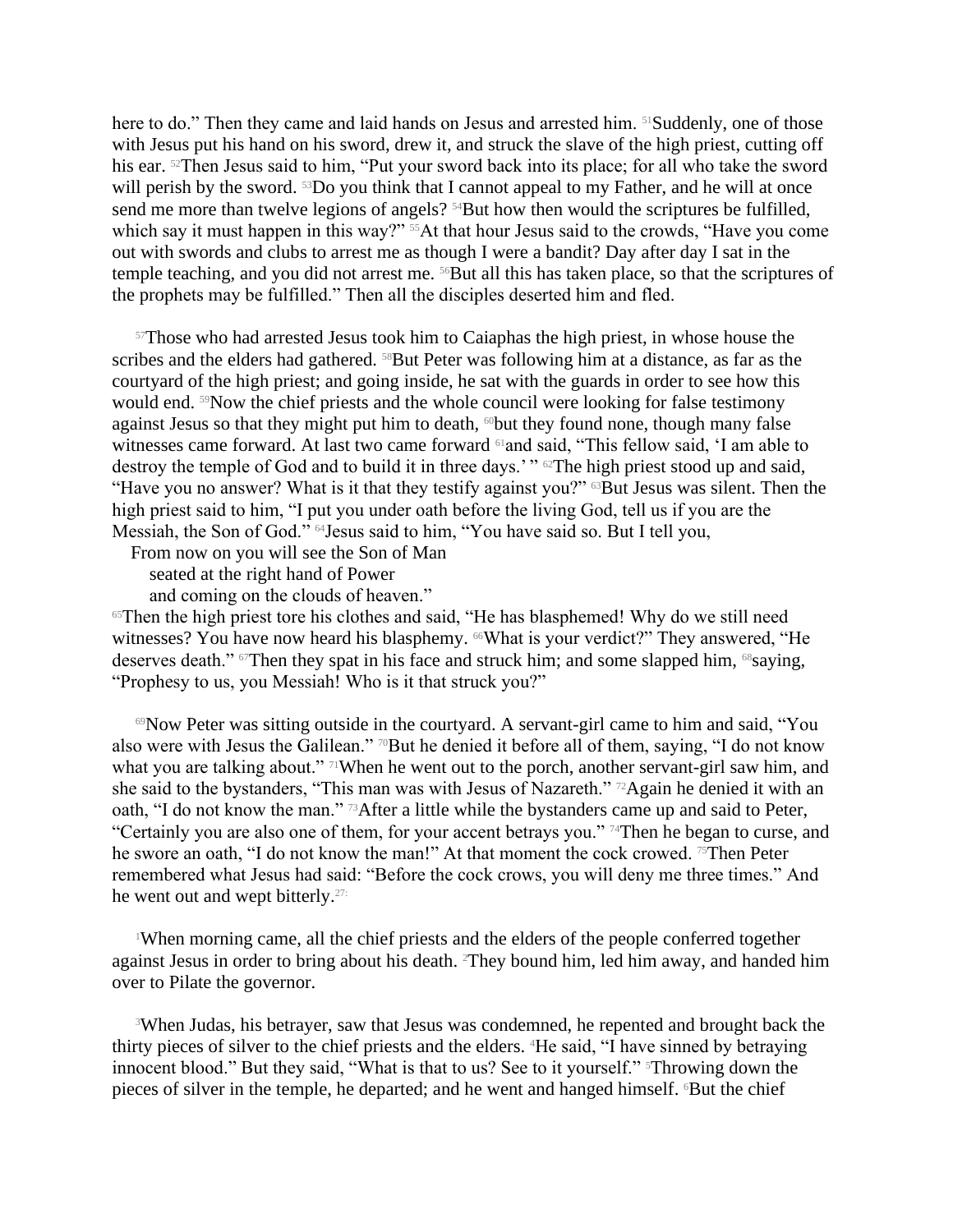here to do." Then they came and laid hands on Jesus and arrested him. [51]Suddenly, one of those with Jesus put his hand on his sword, drew it, and struck the slave of the high priest, cutting off his ear. [52]Then Jesus said to him, "Put your sword back into its place; for all who take the sword will perish by the sword. [53]Do you think that I cannot appeal to my Father, and he will at once send me more than twelve legions of angels? [54]But how then would the scriptures be fulfilled, which say it must happen in this way?" [55]At that hour Jesus said to the crowds, "Have you come out with swords and clubs to arrest me as though I were a bandit? Day after day I sat in the temple teaching, and you did not arrest me. [56]But all this has taken place, so that the scriptures of the prophets may be fulfilled." Then all the disciples deserted him and fled.

[57]Those who had arrested Jesus took him to Caiaphas the high priest, in whose house the scribes and the elders had gathered. [58]But Peter was following him at a distance, as far as the courtyard of the high priest; and going inside, he sat with the guards in order to see how this would end. [59]Now the chief priests and the whole council were looking for false testimony against Jesus so that they might put him to death, [60]but they found none, though many false witnesses came forward. At last two came forward [61]and said, "This fellow said, 'I am able to destroy the temple of God and to build it in three days.' " [62]The high priest stood up and said, "Have you no answer? What is it that they testify against you?" [63]But Jesus was silent. Then the high priest said to him, "I put you under oath before the living God, tell us if you are the Messiah, the Son of God." [64]Jesus said to him, "You have said so. But I tell you,

From now on you will see the Son of Man
seated at the right hand of Power
and coming on the clouds of heaven."

[65]Then the high priest tore his clothes and said, "He has blasphemed! Why do we still need witnesses? You have now heard his blasphemy. [66]What is your verdict?" They answered, "He deserves death." [67]Then they spat in his face and struck him; and some slapped him, [68]saying, "Prophesy to us, you Messiah! Who is it that struck you?"

[69]Now Peter was sitting outside in the courtyard. A servant-girl came to him and said, "You also were with Jesus the Galilean." [70]But he denied it before all of them, saying, "I do not know what you are talking about." [71]When he went out to the porch, another servant-girl saw him, and she said to the bystanders, "This man was with Jesus of Nazareth." [72]Again he denied it with an oath, "I do not know the man." [73]After a little while the bystanders came up and said to Peter, "Certainly you are also one of them, for your accent betrays you." [74]Then he began to curse, and he swore an oath, "I do not know the man!" At that moment the cock crowed. [75]Then Peter remembered what Jesus had said: "Before the cock crows, you will deny me three times." And he went out and wept bitterly.[27:]

[1]When morning came, all the chief priests and the elders of the people conferred together against Jesus in order to bring about his death. [2]They bound him, led him away, and handed him over to Pilate the governor.

[3]When Judas, his betrayer, saw that Jesus was condemned, he repented and brought back the thirty pieces of silver to the chief priests and the elders. [4]He said, "I have sinned by betraying innocent blood." But they said, "What is that to us? See to it yourself." [5]Throwing down the pieces of silver in the temple, he departed; and he went and hanged himself. [6]But the chief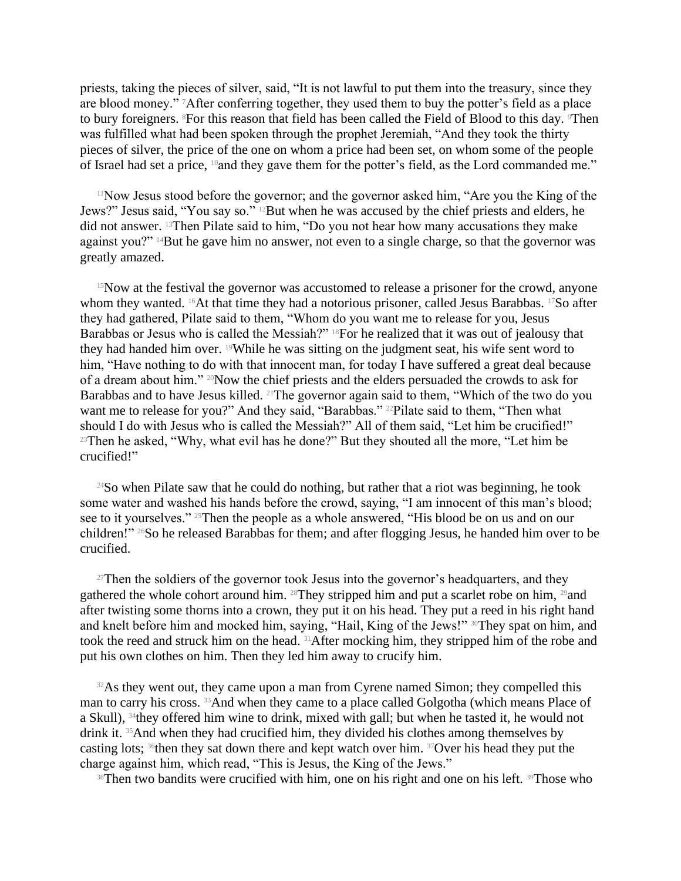priests, taking the pieces of silver, said, "It is not lawful to put them into the treasury, since they are blood money." [7]After conferring together, they used them to buy the potter's field as a place to bury foreigners. [8]For this reason that field has been called the Field of Blood to this day. [9]Then was fulfilled what had been spoken through the prophet Jeremiah, "And they took the thirty pieces of silver, the price of the one on whom a price had been set, on whom some of the people of Israel had set a price, [10]and they gave them for the potter's field, as the Lord commanded me."

[11]Now Jesus stood before the governor; and the governor asked him, "Are you the King of the Jews?" Jesus said, "You say so." [12]But when he was accused by the chief priests and elders, he did not answer. [13]Then Pilate said to him, "Do you not hear how many accusations they make against you?" [14]But he gave him no answer, not even to a single charge, so that the governor was greatly amazed.

[15]Now at the festival the governor was accustomed to release a prisoner for the crowd, anyone whom they wanted. [16]At that time they had a notorious prisoner, called Jesus Barabbas. [17]So after they had gathered, Pilate said to them, "Whom do you want me to release for you, Jesus Barabbas or Jesus who is called the Messiah?" [18]For he realized that it was out of jealousy that they had handed him over. [19]While he was sitting on the judgment seat, his wife sent word to him, "Have nothing to do with that innocent man, for today I have suffered a great deal because of a dream about him." [20]Now the chief priests and the elders persuaded the crowds to ask for Barabbas and to have Jesus killed. [21]The governor again said to them, "Which of the two do you want me to release for you?" And they said, "Barabbas." [22]Pilate said to them, "Then what should I do with Jesus who is called the Messiah?" All of them said, "Let him be crucified!" [23]Then he asked, "Why, what evil has he done?" But they shouted all the more, "Let him be crucified!"

[24]So when Pilate saw that he could do nothing, but rather that a riot was beginning, he took some water and washed his hands before the crowd, saying, "I am innocent of this man's blood; see to it yourselves." [25]Then the people as a whole answered, "His blood be on us and on our children!" [26]So he released Barabbas for them; and after flogging Jesus, he handed him over to be crucified.

[27]Then the soldiers of the governor took Jesus into the governor's headquarters, and they gathered the whole cohort around him. [28]They stripped him and put a scarlet robe on him, [29]and after twisting some thorns into a crown, they put it on his head. They put a reed in his right hand and knelt before him and mocked him, saying, "Hail, King of the Jews!" [30]They spat on him, and took the reed and struck him on the head. [31]After mocking him, they stripped him of the robe and put his own clothes on him. Then they led him away to crucify him.

[32]As they went out, they came upon a man from Cyrene named Simon; they compelled this man to carry his cross. [33]And when they came to a place called Golgotha (which means Place of a Skull), [34]they offered him wine to drink, mixed with gall; but when he tasted it, he would not drink it. [35]And when they had crucified him, they divided his clothes among themselves by casting lots; [36]then they sat down there and kept watch over him. [37]Over his head they put the charge against him, which read, "This is Jesus, the King of the Jews."

[38]Then two bandits were crucified with him, one on his right and one on his left. [39]Those who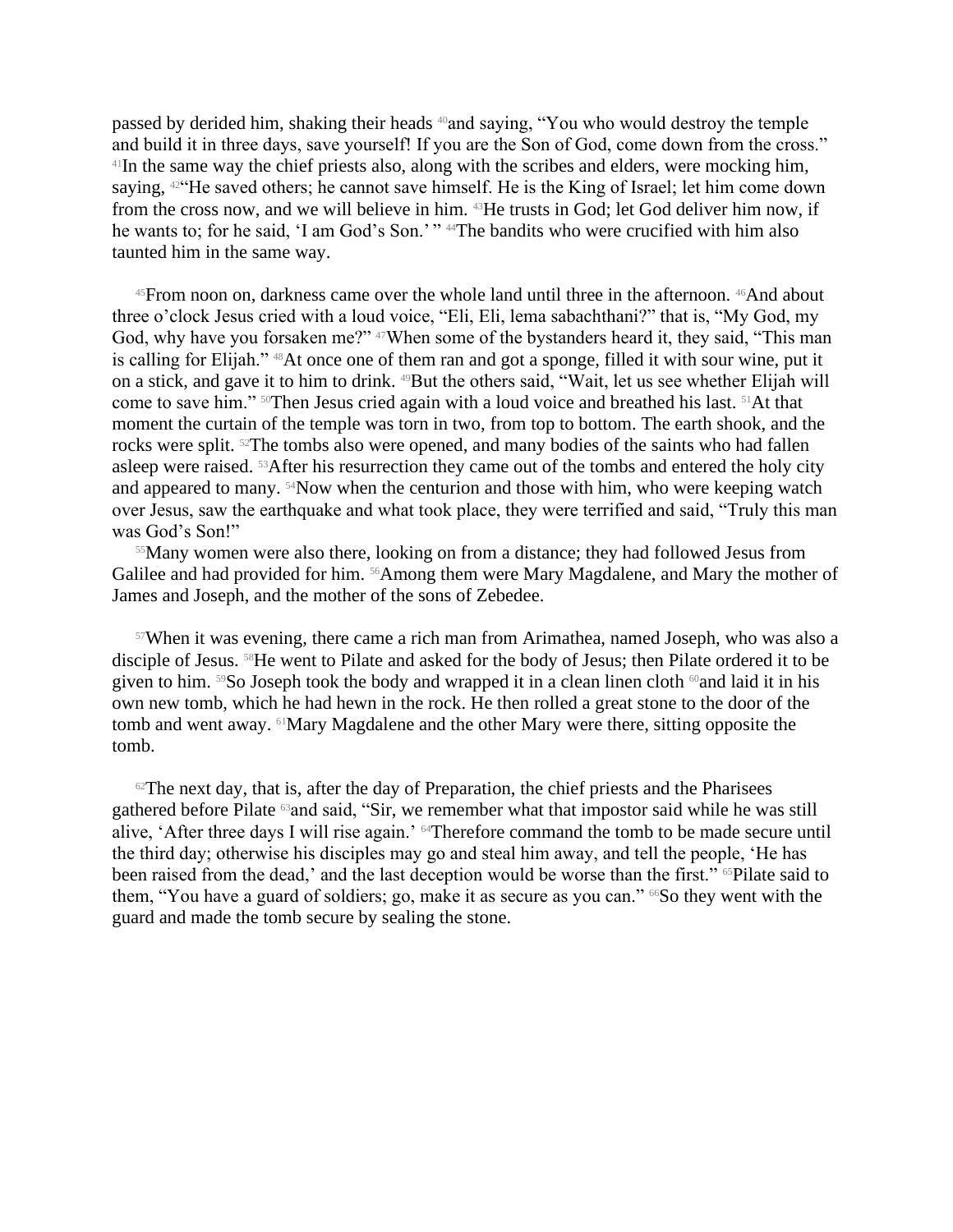passed by derided him, shaking their heads [40]and saying, “You who would destroy the temple and build it in three days, save yourself! If you are the Son of God, come down from the cross.” [41]In the same way the chief priests also, along with the scribes and elders, were mocking him, saying, [42]“He saved others; he cannot save himself. He is the King of Israel; let him come down from the cross now, and we will believe in him. [43]He trusts in God; let God deliver him now, if he wants to; for he said, ‘I am God’s Son.’ ” [44]The bandits who were crucified with him also taunted him in the same way.

[45]From noon on, darkness came over the whole land until three in the afternoon. [46]And about three o’clock Jesus cried with a loud voice, “Eli, Eli, lema sabachthani?” that is, “My God, my God, why have you forsaken me?” [47]When some of the bystanders heard it, they said, “This man is calling for Elijah.” [48]At once one of them ran and got a sponge, filled it with sour wine, put it on a stick, and gave it to him to drink. [49]But the others said, “Wait, let us see whether Elijah will come to save him.” [50]Then Jesus cried again with a loud voice and breathed his last. [51]At that moment the curtain of the temple was torn in two, from top to bottom. The earth shook, and the rocks were split. [52]The tombs also were opened, and many bodies of the saints who had fallen asleep were raised. [53]After his resurrection they came out of the tombs and entered the holy city and appeared to many. [54]Now when the centurion and those with him, who were keeping watch over Jesus, saw the earthquake and what took place, they were terrified and said, “Truly this man was God’s Son!”

[55]Many women were also there, looking on from a distance; they had followed Jesus from Galilee and had provided for him. [56]Among them were Mary Magdalene, and Mary the mother of James and Joseph, and the mother of the sons of Zebedee.

[57]When it was evening, there came a rich man from Arimathea, named Joseph, who was also a disciple of Jesus. [58]He went to Pilate and asked for the body of Jesus; then Pilate ordered it to be given to him. [59]So Joseph took the body and wrapped it in a clean linen cloth [60]and laid it in his own new tomb, which he had hewn in the rock. He then rolled a great stone to the door of the tomb and went away. [61]Mary Magdalene and the other Mary were there, sitting opposite the tomb.

[62]The next day, that is, after the day of Preparation, the chief priests and the Pharisees gathered before Pilate [63]and said, “Sir, we remember what that impostor said while he was still alive, ‘After three days I will rise again.’ [64]Therefore command the tomb to be made secure until the third day; otherwise his disciples may go and steal him away, and tell the people, ‘He has been raised from the dead,’ and the last deception would be worse than the first.” [65]Pilate said to them, “You have a guard of soldiers; go, make it as secure as you can.” [66]So they went with the guard and made the tomb secure by sealing the stone.